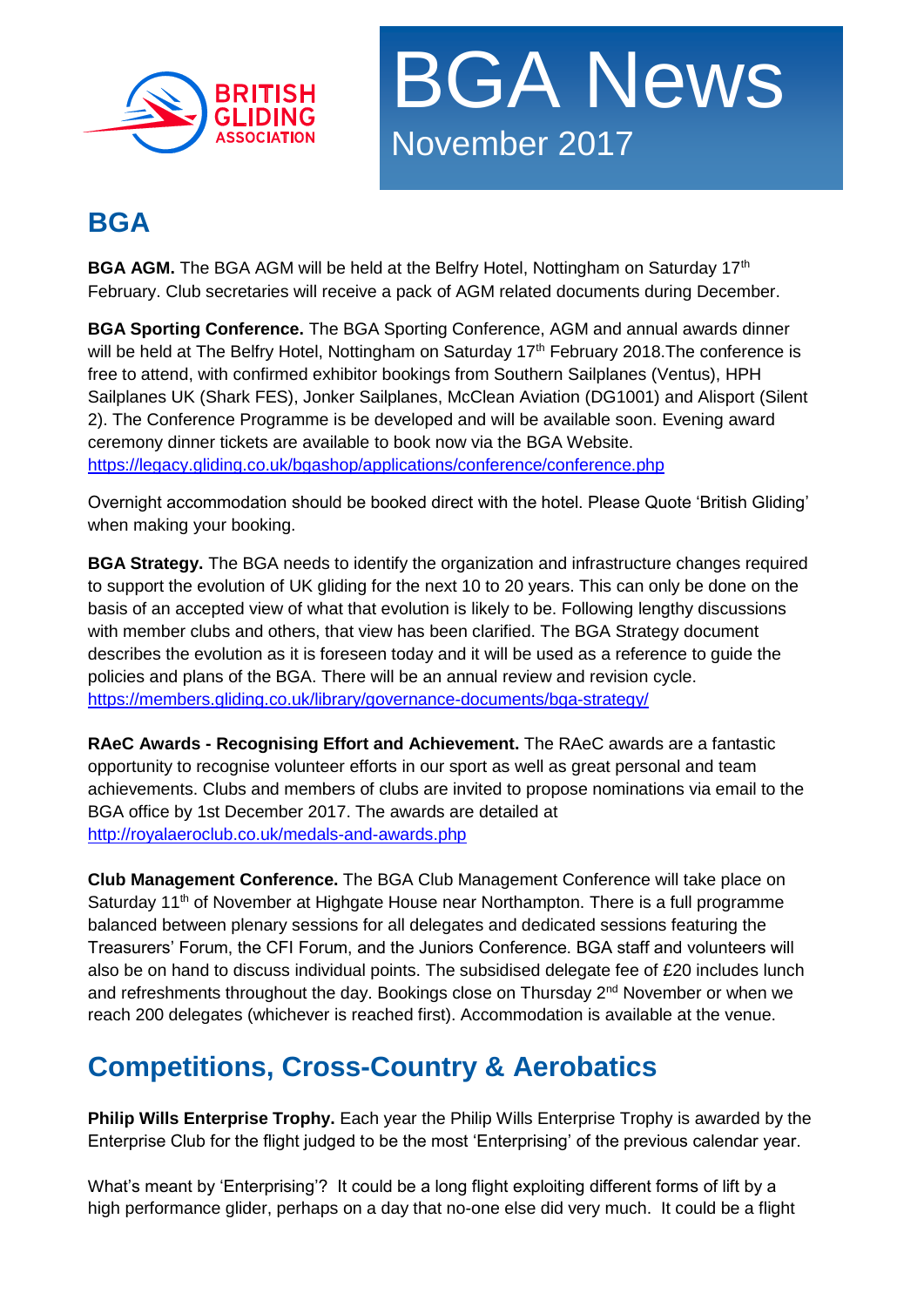# BGA News

November 2017

## BGA

**BGA AGM.** The BGA AGM will be held at the Belfry Hotel, Nottingham on Saturday 17th February. Club secretaries will receive a pack of AGM related documents during December.

**BGA Sporting Conference.** The BGA Sporting Conference, AGM and annual awards dinner will be held at The Belfry Hotel, Nottingham on Saturday 17th February 2018.The conference is free to attend, with confirmed exhibitor bookings from Southern Sailplanes (Ventus), HPH Sailplanes UK (Shark FES), Jonker Sailplanes, McClean Aviation (DG1001) and Alisport (Silent 2). The Conference Programme is be developed and will be available soon. Evening award ceremony dinner tickets are available to book now via the BGA Website. https://legacy.gliding.co.uk/bgashop/applications/conference/conference.php

Overnight accommodation should be booked direct with the hotel. Please Quote 'British Gliding' when making your booking.

**BGA Strategy.** The BGA needs to identify the organization and infrastructure changes required to support the evolution of UK gliding for the next 10 to 20 years. This can only be done on the basis of an accepted view of what that evolution is likely to be. Following lengthy discussions with member clubs and others, that view has been clarified. The BGA Strategy document describes the evolution as it is foreseen today and it will be used as a reference to guide the policies and plans of the BGA. There will be an annual review and revision cycle. https://members.gliding.co.uk/library/governance-documents/bga-strategy/

**RAeC Awards - Recognising Effort and Achievement.** The RAeC awards are a fantastic opportunity to recognise volunteer efforts in our sport as well as great personal and team achievements. Clubs and members of clubs are invited to propose nominations via email to the BGA office by 1st December 2017. The awards are detailed at http://royalaeroclub.co.uk/medals-and-awards.php

**Club Management Conference.** The BGA Club Management Conference will take place on Saturday 11th of November at Highgate House near Northampton. There is a full programme balanced between plenary sessions for all delegates and dedicated sessions featuring the Treasurers' Forum, the CFI Forum, and the Juniors Conference. BGA staff and volunteers will also be on hand to discuss individual points. The subsidised delegate fee of £20 includes lunch and refreshments throughout the day. Bookings close on Thursday 2nd November or when we reach 200 delegates (whichever is reached first). Accommodation is available at the venue.

## Competitions, Cross-Country & Aerobatics

**Philip Wills Enterprise Trophy.** Each year the Philip Wills Enterprise Trophy is awarded by the Enterprise Club for the flight judged to be the most 'Enterprising' of the previous calendar year.

What's meant by 'Enterprising'? It could be a long flight exploiting different forms of lift by a high performance glider, perhaps on a day that no-one else did very much. It could be a flight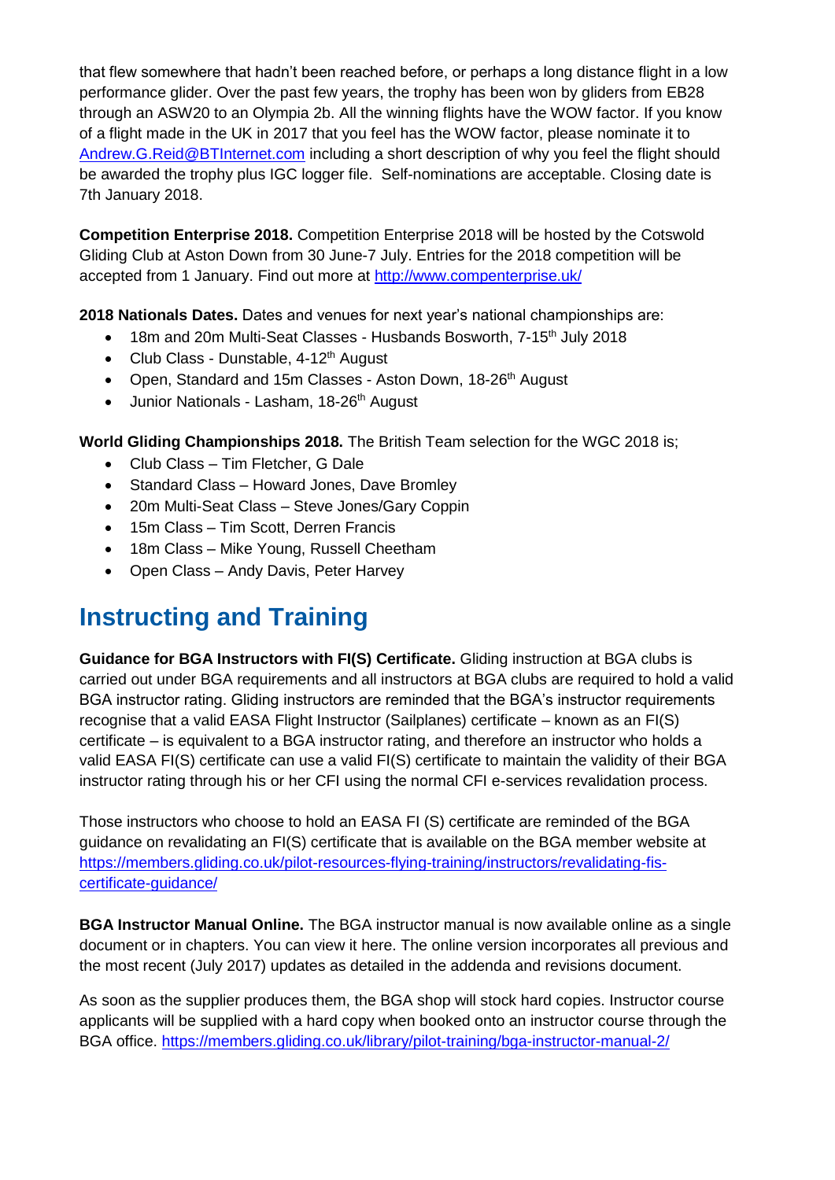that flew somewhere that hadn't been reached before, or perhaps a long distance flight in a low performance glider. Over the past few years, the trophy has been won by gliders from EB28 through an ASW20 to an Olympia 2b. All the winning flights have the WOW factor. If you know of a flight made in the UK in 2017 that you feel has the WOW factor, please nominate it to Andrew.G.Reid@BTInternet.com including a short description of why you feel the flight should be awarded the trophy plus IGC logger file.  Self-nominations are acceptable. Closing date is 7th January 2018.

**Competition Enterprise 2018.** Competition Enterprise 2018 will be hosted by the Cotswold Gliding Club at Aston Down from 30 June-7 July. Entries for the 2018 competition will be accepted from 1 January. Find out more at http://www.compenterprise.uk/

**2018 Nationals Dates.** Dates and venues for next year's national championships are:

- 18m and 20m Multi-Seat Classes - Husbands Bosworth, 7-15th July 2018
- Club Class - Dunstable, 4-12th August
- Open, Standard and 15m Classes - Aston Down, 18-26th August
- Junior Nationals - Lasham, 18-26th August

**World Gliding Championships 2018.** The British Team selection for the WGC 2018 is;

- Club Class – Tim Fletcher, G Dale
- Standard Class – Howard Jones, Dave Bromley
- 20m Multi-Seat Class – Steve Jones/Gary Coppin
- 15m Class – Tim Scott, Derren Francis
- 18m Class – Mike Young, Russell Cheetham
- Open Class – Andy Davis, Peter Harvey

# Instructing and Training

**Guidance for BGA Instructors with FI(S) Certificate.** Gliding instruction at BGA clubs is carried out under BGA requirements and all instructors at BGA clubs are required to hold a valid BGA instructor rating. Gliding instructors are reminded that the BGA's instructor requirements recognise that a valid EASA Flight Instructor (Sailplanes) certificate – known as an FI(S) certificate – is equivalent to a BGA instructor rating, and therefore an instructor who holds a valid EASA FI(S) certificate can use a valid FI(S) certificate to maintain the validity of their BGA instructor rating through his or her CFI using the normal CFI e-services revalidation process.

Those instructors who choose to hold an EASA FI (S) certificate are reminded of the BGA guidance on revalidating an FI(S) certificate that is available on the BGA member website at https://members.gliding.co.uk/pilot-resources-flying-training/instructors/revalidating-fis-certificate-guidance/

**BGA Instructor Manual Online.** The BGA instructor manual is now available online as a single document or in chapters. You can view it here. The online version incorporates all previous and the most recent (July 2017) updates as detailed in the addenda and revisions document.

As soon as the supplier produces them, the BGA shop will stock hard copies. Instructor course applicants will be supplied with a hard copy when booked onto an instructor course through the BGA office. https://members.gliding.co.uk/library/pilot-training/bga-instructor-manual-2/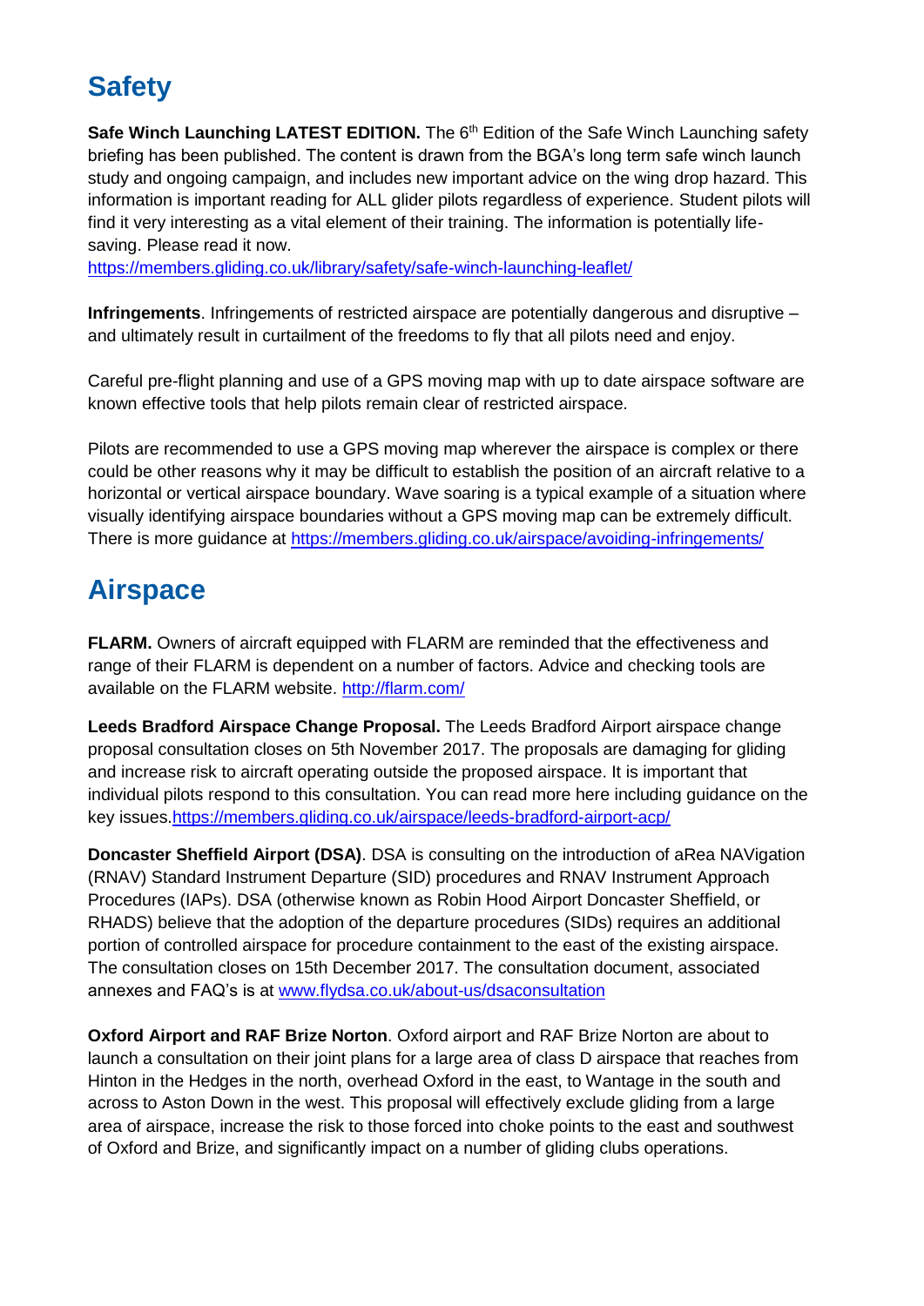# Safety

**Safe Winch Launching LATEST EDITION.** The 6th Edition of the Safe Winch Launching safety briefing has been published. The content is drawn from the BGA's long term safe winch launch study and ongoing campaign, and includes new important advice on the wing drop hazard. This information is important reading for ALL glider pilots regardless of experience. Student pilots will find it very interesting as a vital element of their training. The information is potentially life-saving. Please read it now.
https://members.gliding.co.uk/library/safety/safe-winch-launching-leaflet/

**Infringements**. Infringements of restricted airspace are potentially dangerous and disruptive – and ultimately result in curtailment of the freedoms to fly that all pilots need and enjoy.

Careful pre-flight planning and use of a GPS moving map with up to date airspace software are known effective tools that help pilots remain clear of restricted airspace.

Pilots are recommended to use a GPS moving map wherever the airspace is complex or there could be other reasons why it may be difficult to establish the position of an aircraft relative to a horizontal or vertical airspace boundary. Wave soaring is a typical example of a situation where visually identifying airspace boundaries without a GPS moving map can be extremely difficult. There is more guidance at https://members.gliding.co.uk/airspace/avoiding-infringements/

# Airspace

**FLARM.** Owners of aircraft equipped with FLARM are reminded that the effectiveness and range of their FLARM is dependent on a number of factors. Advice and checking tools are available on the FLARM website. http://flarm.com/

**Leeds Bradford Airspace Change Proposal.** The Leeds Bradford Airport airspace change proposal consultation closes on 5th November 2017. The proposals are damaging for gliding and increase risk to aircraft operating outside the proposed airspace. It is important that individual pilots respond to this consultation. You can read more here including guidance on the key issues.https://members.gliding.co.uk/airspace/leeds-bradford-airport-acp/

**Doncaster Sheffield Airport (DSA)**. DSA is consulting on the introduction of aRea NAVigation (RNAV) Standard Instrument Departure (SID) procedures and RNAV Instrument Approach Procedures (IAPs). DSA (otherwise known as Robin Hood Airport Doncaster Sheffield, or RHADS) believe that the adoption of the departure procedures (SIDs) requires an additional portion of controlled airspace for procedure containment to the east of the existing airspace. The consultation closes on 15th December 2017. The consultation document, associated annexes and FAQ's is at www.flydsa.co.uk/about-us/dsaconsultation

**Oxford Airport and RAF Brize Norton**. Oxford airport and RAF Brize Norton are about to launch a consultation on their joint plans for a large area of class D airspace that reaches from Hinton in the Hedges in the north, overhead Oxford in the east, to Wantage in the south and across to Aston Down in the west. This proposal will effectively exclude gliding from a large area of airspace, increase the risk to those forced into choke points to the east and southwest of Oxford and Brize, and significantly impact on a number of gliding clubs operations.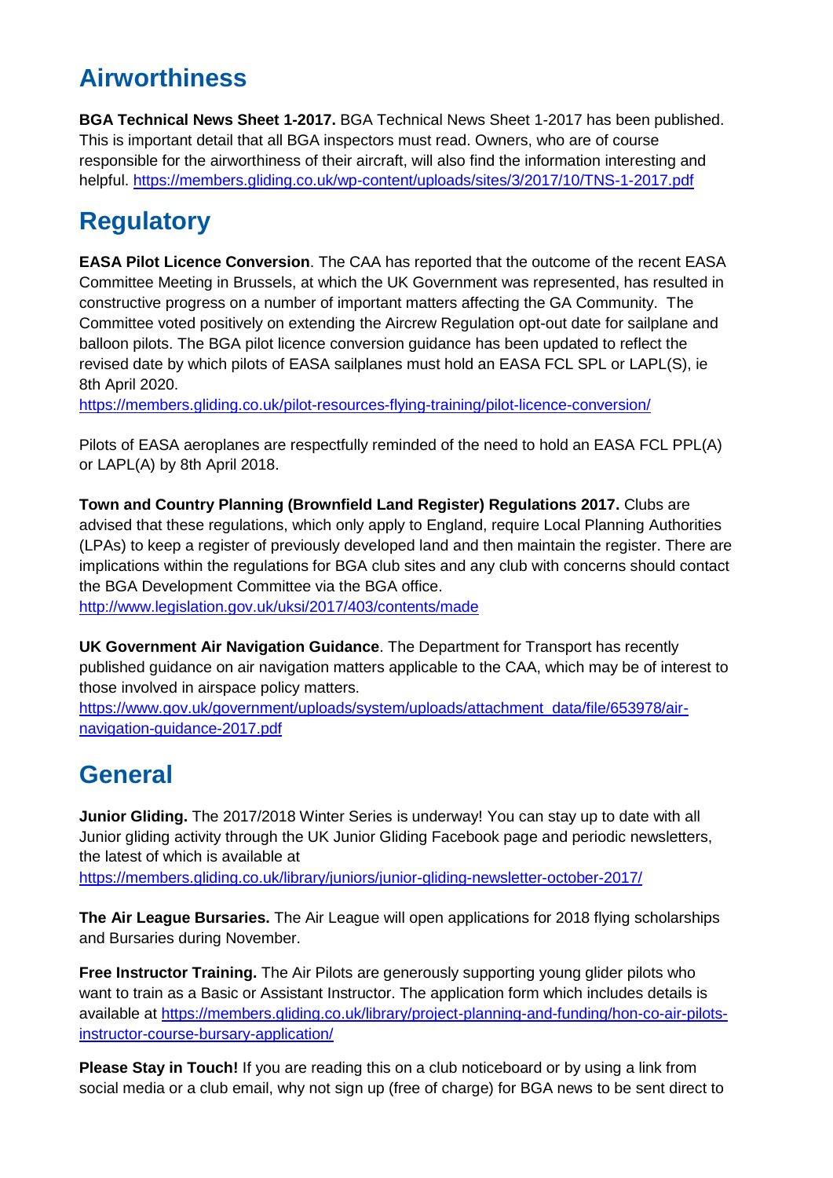# Airworthiness

**BGA Technical News Sheet 1-2017.** BGA Technical News Sheet 1-2017 has been published. This is important detail that all BGA inspectors must read. Owners, who are of course responsible for the airworthiness of their aircraft, will also find the information interesting and helpful. https://members.gliding.co.uk/wp-content/uploads/sites/3/2017/10/TNS-1-2017.pdf

# Regulatory

**EASA Pilot Licence Conversion**. The CAA has reported that the outcome of the recent EASA Committee Meeting in Brussels, at which the UK Government was represented, has resulted in constructive progress on a number of important matters affecting the GA Community. The Committee voted positively on extending the Aircrew Regulation opt-out date for sailplane and balloon pilots. The BGA pilot licence conversion guidance has been updated to reflect the revised date by which pilots of EASA sailplanes must hold an EASA FCL SPL or LAPL(S), ie 8th April 2020.
https://members.gliding.co.uk/pilot-resources-flying-training/pilot-licence-conversion/

Pilots of EASA aeroplanes are respectfully reminded of the need to hold an EASA FCL PPL(A) or LAPL(A) by 8th April 2018.

**Town and Country Planning (Brownfield Land Register) Regulations 2017.** Clubs are advised that these regulations, which only apply to England, require Local Planning Authorities (LPAs) to keep a register of previously developed land and then maintain the register. There are implications within the regulations for BGA club sites and any club with concerns should contact the BGA Development Committee via the BGA office.
http://www.legislation.gov.uk/uksi/2017/403/contents/made

**UK Government Air Navigation Guidance**. The Department for Transport has recently published guidance on air navigation matters applicable to the CAA, which may be of interest to those involved in airspace policy matters.
https://www.gov.uk/government/uploads/system/uploads/attachment_data/file/653978/air-navigation-guidance-2017.pdf

# General

**Junior Gliding.** The 2017/2018 Winter Series is underway! You can stay up to date with all Junior gliding activity through the UK Junior Gliding Facebook page and periodic newsletters, the latest of which is available at
https://members.gliding.co.uk/library/juniors/junior-gliding-newsletter-october-2017/

**The Air League Bursaries.** The Air League will open applications for 2018 flying scholarships and Bursaries during November.

**Free Instructor Training.** The Air Pilots are generously supporting young glider pilots who want to train as a Basic or Assistant Instructor. The application form which includes details is available at https://members.gliding.co.uk/library/project-planning-and-funding/hon-co-air-pilots-instructor-course-bursary-application/

**Please Stay in Touch!** If you are reading this on a club noticeboard or by using a link from social media or a club email, why not sign up (free of charge) for BGA news to be sent direct to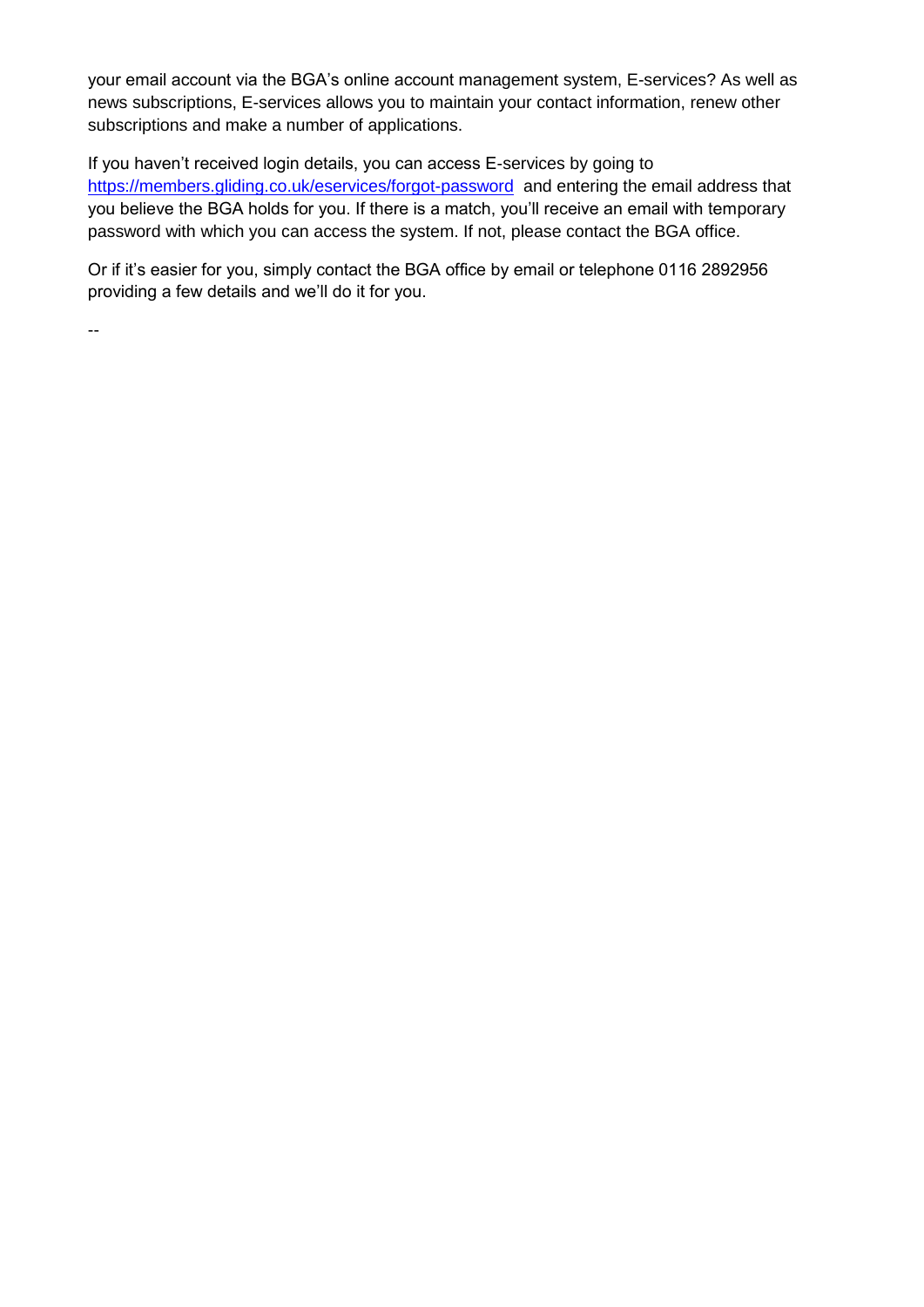your email account via the BGA's online account management system, E-services? As well as news subscriptions, E-services allows you to maintain your contact information, renew other subscriptions and make a number of applications.

If you haven't received login details, you can access E-services by going to https://members.gliding.co.uk/eservices/forgot-password and entering the email address that you believe the BGA holds for you. If there is a match, you'll receive an email with temporary password with which you can access the system. If not, please contact the BGA office.

Or if it's easier for you, simply contact the BGA office by email or telephone 0116 2892956 providing a few details and we'll do it for you.

--